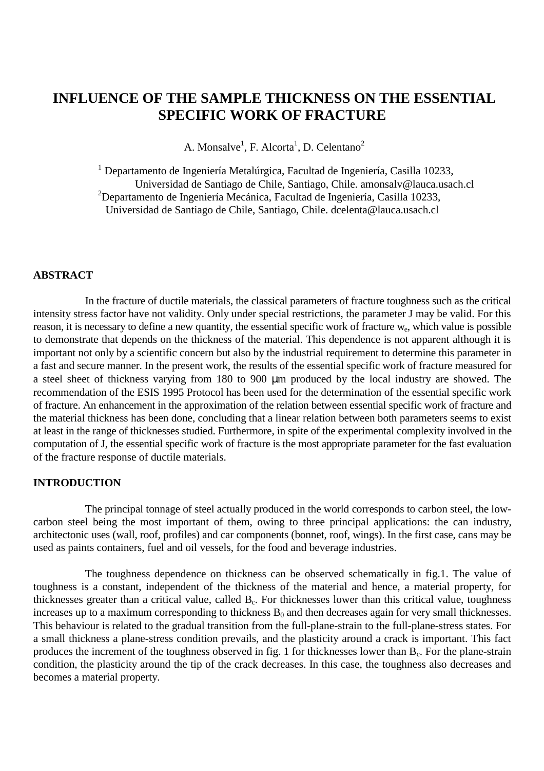# INFLUENCE OF THE SAMPLE THICKNESS ON THE ESSENTIAL SPECIFIC WORK OF FRACTURE

A. Monsalve[1], F. Alcorta[1], D. Celentano[2]

[1] Departamento de Ingeniería Metalúrgica, Facultad de Ingeniería, Casilla 10233, Universidad de Santiago de Chile, Santiago, Chile. amonsalv@lauca.usach.cl

[2] Departamento de Ingeniería Mecánica, Facultad de Ingeniería, Casilla 10233, Universidad de Santiago de Chile, Santiago, Chile. dcelenta@lauca.usach.cl

## ABSTRACT

In the fracture of ductile materials, the classical parameters of fracture toughness such as the critical intensity stress factor have not validity. Only under special restrictions, the parameter J may be valid. For this reason, it is necessary to define a new quantity, the essential specific work of fracture $w_e$, which value is possible to demonstrate that depends on the thickness of the material. This dependence is not apparent although it is important not only by a scientific concern but also by the industrial requirement to determine this parameter in a fast and secure manner. In the present work, the results of the essential specific work of fracture measured for a steel sheet of thickness varying from 180 to 900 μm produced by the local industry are showed. The recommendation of the ESIS 1995 Protocol has been used for the determination of the essential specific work of fracture. An enhancement in the approximation of the relation between essential specific work of fracture and the material thickness has been done, concluding that a linear relation between both parameters seems to exist at least in the range of thicknesses studied. Furthermore, in spite of the experimental complexity involved in the computation of J, the essential specific work of fracture is the most appropriate parameter for the fast evaluation of the fracture response of ductile materials.

## INTRODUCTION

The principal tonnage of steel actually produced in the world corresponds to carbon steel, the low-carbon steel being the most important of them, owing to three principal applications: the can industry, architectonic uses (wall, roof, profiles) and car components (bonnet, roof, wings). In the first case, cans may be used as paints containers, fuel and oil vessels, for the food and beverage industries.

The toughness dependence on thickness can be observed schematically in fig.1. The value of toughness is a constant, independent of the thickness of the material and hence, a material property, for thicknesses greater than a critical value, called $B_c$. For thicknesses lower than this critical value, toughness increases up to a maximum corresponding to thickness $B_0$ and then decreases again for very small thicknesses. This behaviour is related to the gradual transition from the full-plane-strain to the full-plane-stress states. For a small thickness a plane-stress condition prevails, and the plasticity around a crack is important. This fact produces the increment of the toughness observed in fig. 1 for thicknesses lower than $B_c$. For the plane-strain condition, the plasticity around the tip of the crack decreases. In this case, the toughness also decreases and becomes a material property.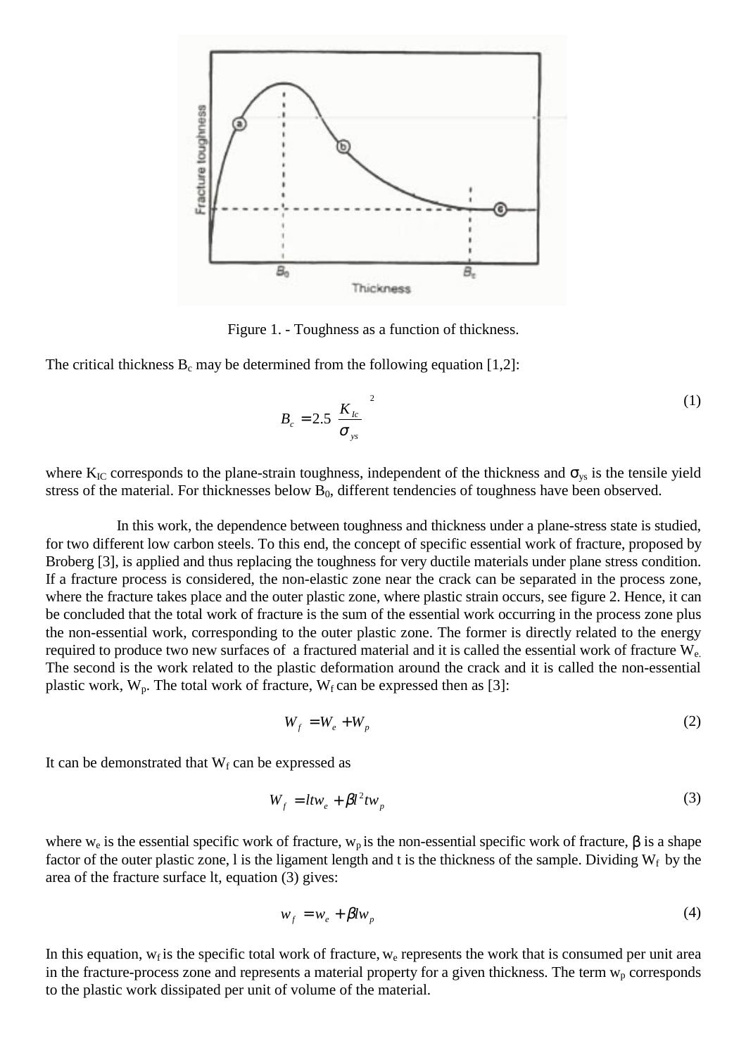Figure 1. - Toughness as a function of thickness.

The critical thickness $B_c$ may be determined from the following equation [1,2]:

$$B_c = 2.5 \left( \frac{K_{Ic}}{\sigma_{ys}} \right)^2 \tag{1}$$

where $K_{IC}$ corresponds to the plane-strain toughness, independent of the thickness and $\sigma_{ys}$ is the tensile yield stress of the material. For thicknesses below $B_0$, different tendencies of toughness have been observed.

In this work, the dependence between toughness and thickness under a plane-stress state is studied, for two different low carbon steels. To this end, the concept of specific essential work of fracture, proposed by Broberg [3], is applied and thus replacing the toughness for very ductile materials under plane stress condition. If a fracture process is considered, the non-elastic zone near the crack can be separated in the process zone, where the fracture takes place and the outer plastic zone, where plastic strain occurs, see figure 2. Hence, it can be concluded that the total work of fracture is the sum of the essential work occurring in the process zone plus the non-essential work, corresponding to the outer plastic zone. The former is directly related to the energy required to produce two new surfaces of a fractured material and it is called the essential work of fracture $W_e$. The second is the work related to the plastic deformation around the crack and it is called the non-essential plastic work, $W_p$. The total work of fracture, $W_f$ can be expressed then as [3]:

$$W_f = W_e + W_p \tag{2}$$

It can be demonstrated that $W_f$ can be expressed as

$$W_f = ltw_e + \beta l^2 tw_p \tag{3}$$

where $w_e$ is the essential specific work of fracture, $w_p$ is the non-essential specific work of fracture, $\beta$ is a shape factor of the outer plastic zone, l is the ligament length and t is the thickness of the sample. Dividing $W_f$ by the area of the fracture surface lt, equation (3) gives:

$$w_f = w_e + \beta l w_p \tag{4}$$

In this equation, $w_f$ is the specific total work of fracture, $w_e$ represents the work that is consumed per unit area in the fracture-process zone and represents a material property for a given thickness. The term $w_p$ corresponds to the plastic work dissipated per unit of volume of the material.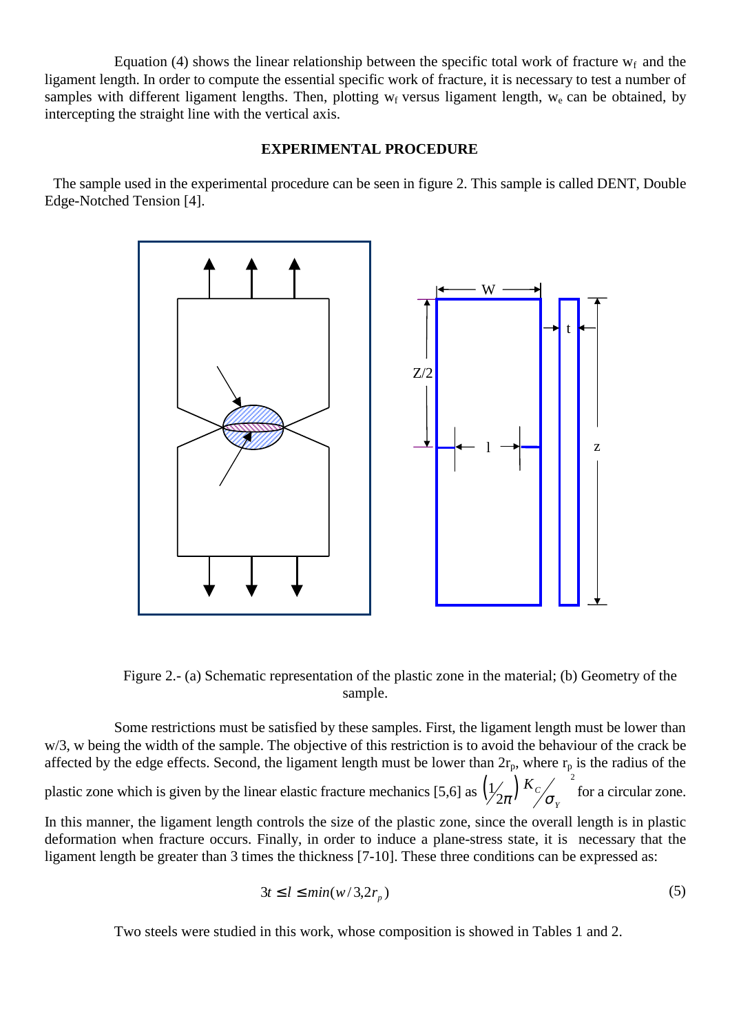Equation (4) shows the linear relationship between the specific total work of fracture $w_f$ and the ligament length. In order to compute the essential specific work of fracture, it is necessary to test a number of samples with different ligament lengths. Then, plotting $w_f$ versus ligament length, $w_e$ can be obtained, by intercepting the straight line with the vertical axis.

## EXPERIMENTAL PROCEDURE

The sample used in the experimental procedure can be seen in figure 2. This sample is called DENT, Double Edge-Notched Tension [4].

Figure 2.- (a) Schematic representation of the plastic zone in the material; (b) Geometry of the sample.

Some restrictions must be satisfied by these samples. First, the ligament length must be lower than w/3, w being the width of the sample. The objective of this restriction is to avoid the behaviour of the crack be affected by the edge effects. Second, the ligament length must be lower than $2r_p$, where $r_p$ is the radius of the plastic zone which is given by the linear elastic fracture mechanics [5,6] as $\left(\frac{1}{2\pi}\right)\left(\frac{K_C}{\sigma_Y}\right)^2$ for a circular zone. In this manner, the ligament length controls the size of the plastic zone, since the overall length is in plastic deformation when fracture occurs. Finally, in order to induce a plane-stress state, it is necessary that the ligament length be greater than 3 times the thickness [7-10]. These three conditions can be expressed as:

$$3t \leq l \leq min(w/3, 2r_p) \tag{5}$$

Two steels were studied in this work, whose composition is showed in Tables 1 and 2.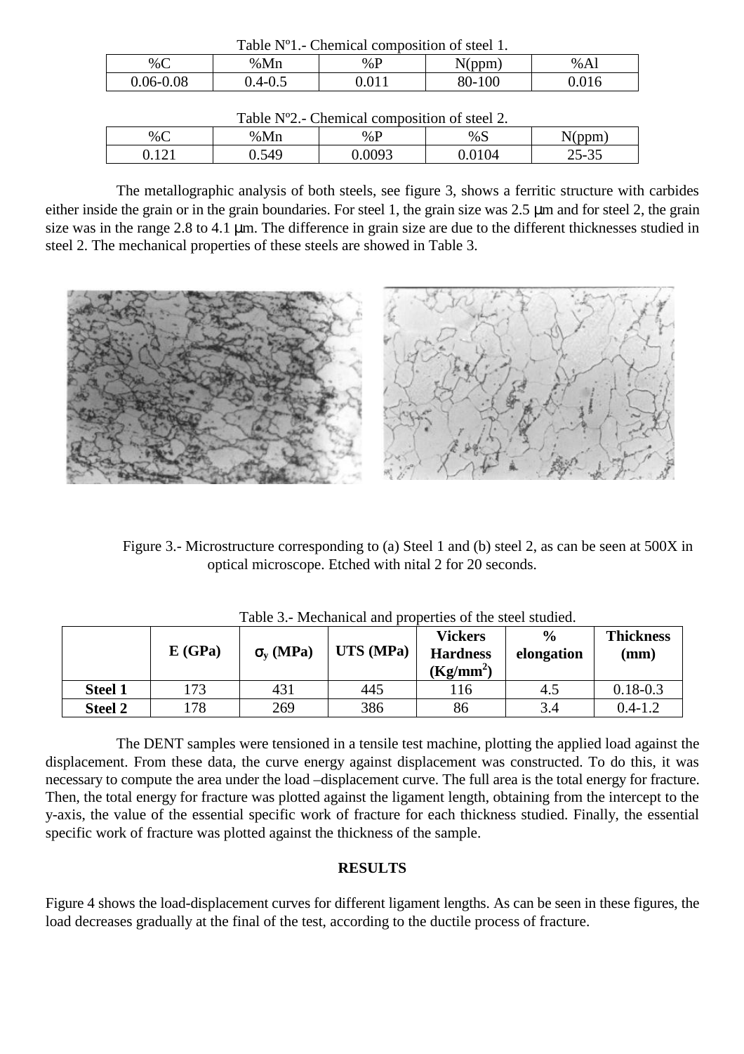Table Nº1.- Chemical composition of steel 1.

| %C | %Mn | %P | N(ppm) | %Al |
| --- | --- | --- | --- | --- |
| 0.06-0.08 | 0.4-0.5 | 0.011 | 80-100 | 0.016 |

Table Nº2.- Chemical composition of steel 2.

| %C | %Mn | %P | %S | N(ppm) |
| --- | --- | --- | --- | --- |
| 0.121 | 0.549 | 0.0093 | 0.0104 | 25-35 |

The metallographic analysis of both steels, see figure 3, shows a ferritic structure with carbides either inside the grain or in the grain boundaries. For steel 1, the grain size was 2.5 μm and for steel 2, the grain size was in the range 2.8 to 4.1 μm. The difference in grain size are due to the different thicknesses studied in steel 2. The mechanical properties of these steels are showed in Table 3.

Figure 3.- Microstructure corresponding to (a) Steel 1 and (b) steel 2, as can be seen at 500X in optical microscope. Etched with nital 2 for 20 seconds.

Table 3.- Mechanical and properties of the steel studied.

| | **E (GPa)** | **$\sigma_y$ (MPa)** | **UTS (MPa)** | **Vickers Hardness (Kg/mm$^2$)** | **% elongation** | **Thickness (mm)** |
| --- | --- | --- | --- | --- | --- | --- |
| **Steel 1** | 173 | 431 | 445 | 116 | 4.5 | 0.18-0.3 |
| **Steel 2** | 178 | 269 | 386 | 86 | 3.4 | 0.4-1.2 |

The DENT samples were tensioned in a tensile test machine, plotting the applied load against the displacement. From these data, the curve energy against displacement was constructed. To do this, it was necessary to compute the area under the load –displacement curve. The full area is the total energy for fracture. Then, the total energy for fracture was plotted against the ligament length, obtaining from the intercept to the y-axis, the value of the essential specific work of fracture for each thickness studied. Finally, the essential specific work of fracture was plotted against the thickness of the sample.

## RESULTS

Figure 4 shows the load-displacement curves for different ligament lengths. As can be seen in these figures, the load decreases gradually at the final of the test, according to the ductile process of fracture.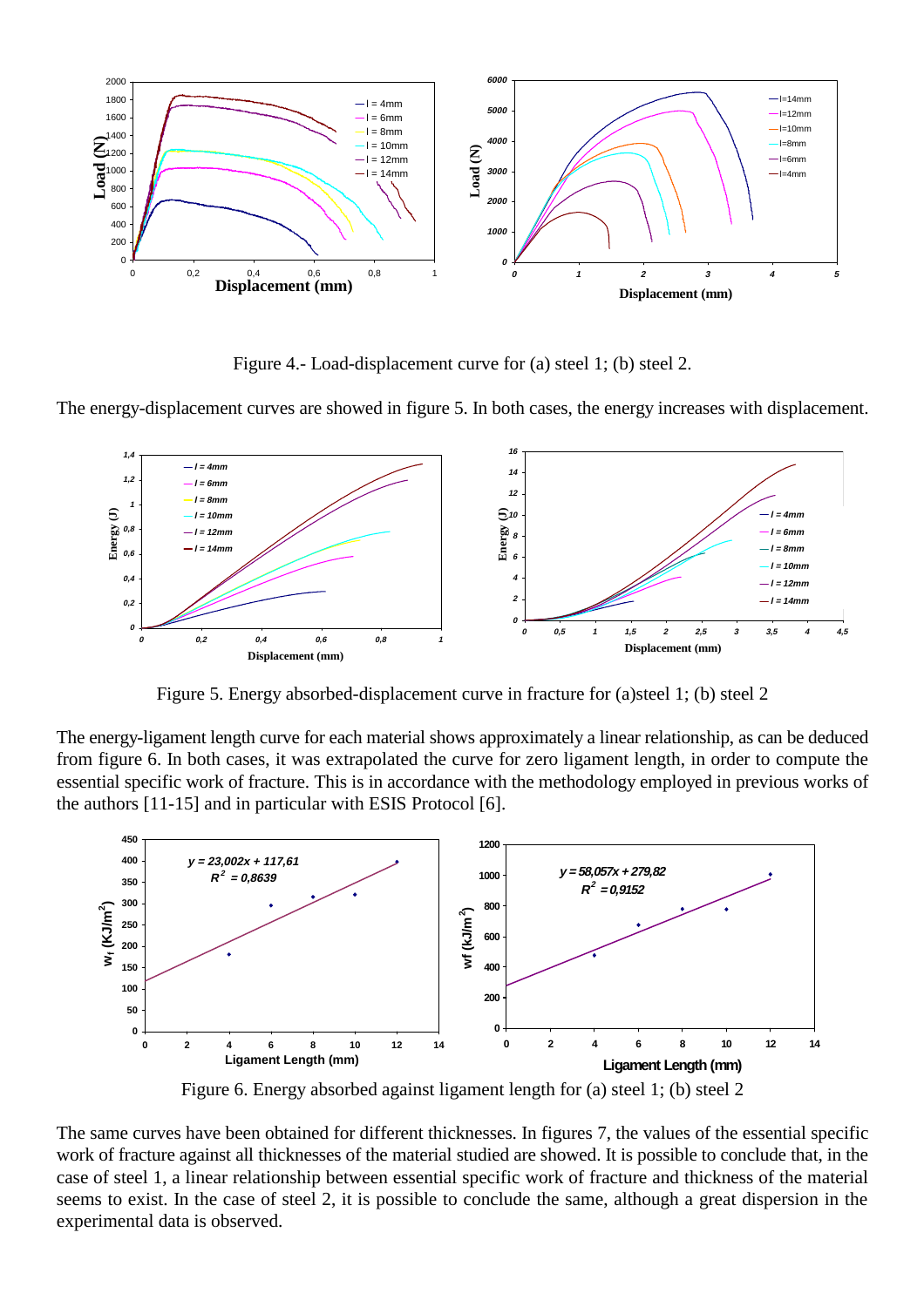Figure 4.- Load-displacement curve for (a) steel 1; (b) steel 2.

The energy-displacement curves are showed in figure 5. In both cases, the energy increases with displacement.

Figure 5. Energy absorbed-displacement curve in fracture for (a)steel 1; (b) steel 2

The energy-ligament length curve for each material shows approximately a linear relationship, as can be deduced from figure 6. In both cases, it was extrapolated the curve for zero ligament length, in order to compute the essential specific work of fracture. This is in accordance with the methodology employed in previous works of the authors [11-15] and in particular with ESIS Protocol [6].

Figure 6. Energy absorbed against ligament length for (a) steel 1; (b) steel 2

The same curves have been obtained for different thicknesses. In figures 7, the values of the essential specific work of fracture against all thicknesses of the material studied are showed. It is possible to conclude that, in the case of steel 1, a linear relationship between essential specific work of fracture and thickness of the material seems to exist. In the case of steel 2, it is possible to conclude the same, although a great dispersion in the experimental data is observed.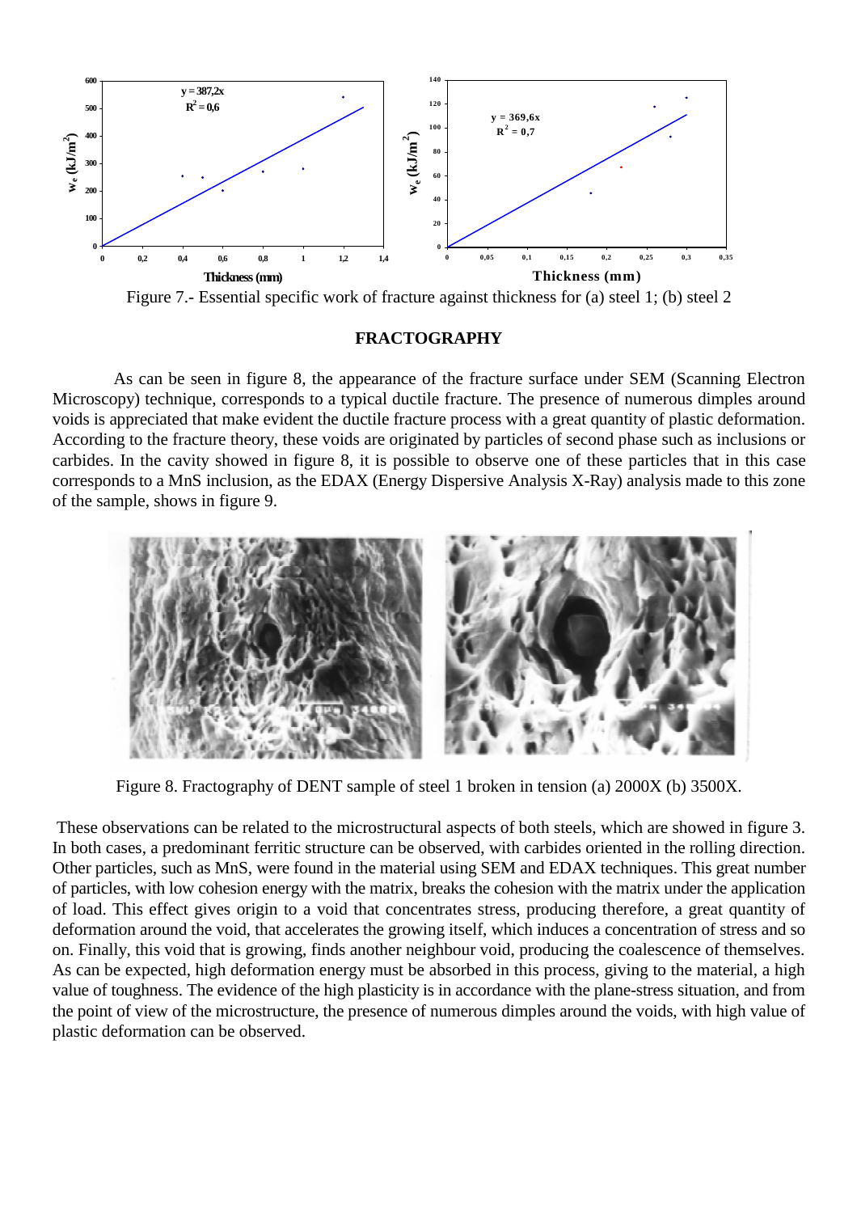Figure 7.- Essential specific work of fracture against thickness for (a) steel 1; (b) steel 2

## FRACTOGRAPHY

As can be seen in figure 8, the appearance of the fracture surface under SEM (Scanning Electron Microscopy) technique, corresponds to a typical ductile fracture. The presence of numerous dimples around voids is appreciated that make evident the ductile fracture process with a great quantity of plastic deformation. According to the fracture theory, these voids are originated by particles of second phase such as inclusions or carbides. In the cavity showed in figure 8, it is possible to observe one of these particles that in this case corresponds to a MnS inclusion, as the EDAX (Energy Dispersive Analysis X-Ray) analysis made to this zone of the sample, shows in figure 9.

Figure 8. Fractography of DENT sample of steel 1 broken in tension (a) 2000X (b) 3500X.

These observations can be related to the microstructural aspects of both steels, which are showed in figure 3. In both cases, a predominant ferritic structure can be observed, with carbides oriented in the rolling direction. Other particles, such as MnS, were found in the material using SEM and EDAX techniques. This great number of particles, with low cohesion energy with the matrix, breaks the cohesion with the matrix under the application of load. This effect gives origin to a void that concentrates stress, producing therefore, a great quantity of deformation around the void, that accelerates the growing itself, which induces a concentration of stress and so on. Finally, this void that is growing, finds another neighbour void, producing the coalescence of themselves. As can be expected, high deformation energy must be absorbed in this process, giving to the material, a high value of toughness. The evidence of the high plasticity is in accordance with the plane-stress situation, and from the point of view of the microstructure, the presence of numerous dimples around the voids, with high value of plastic deformation can be observed.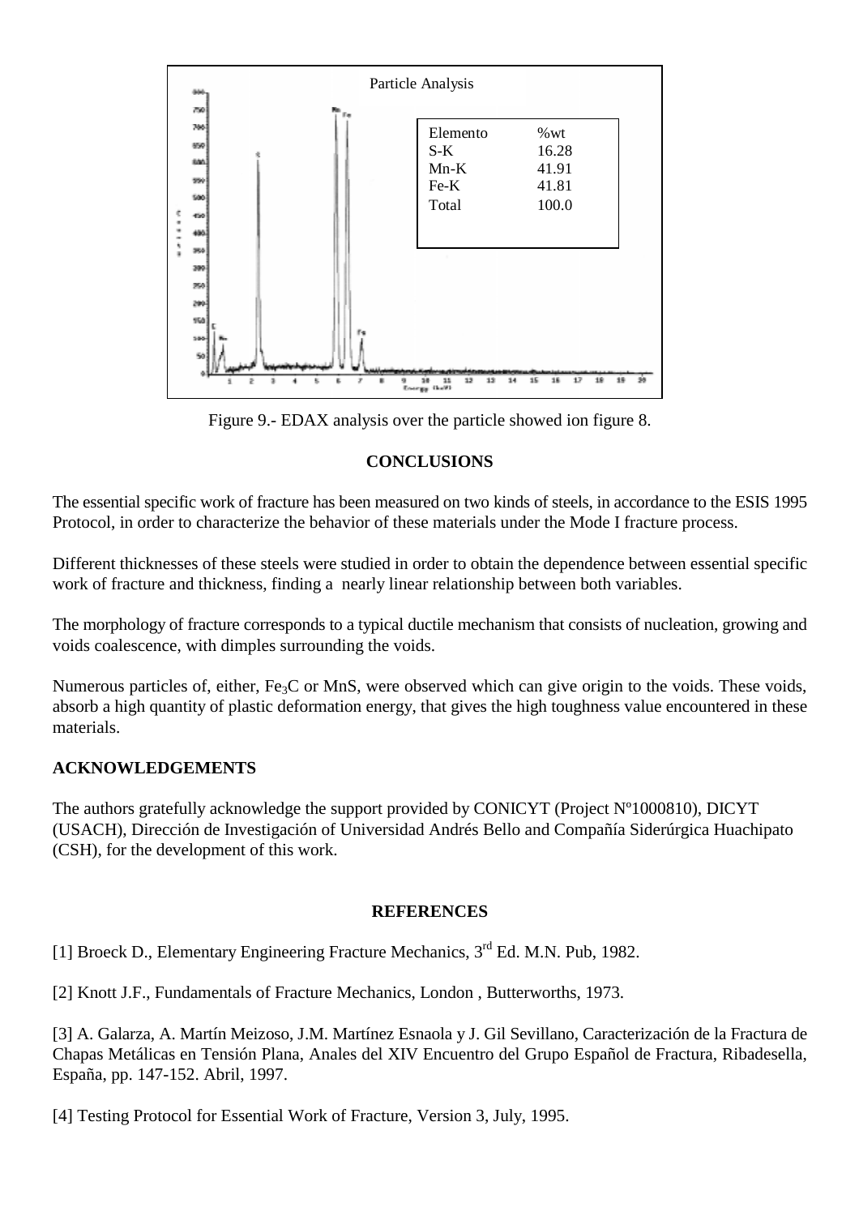Particle Analysis

| Elemento | %wt |
| --- | --- |
| S-K | 16.28 |
| Mn-K | 41.91 |
| Fe-K | 41.81 |
| Total | 100.0 |

Figure 9.- EDAX analysis over the particle showed ion figure 8.

## CONCLUSIONS

The essential specific work of fracture has been measured on two kinds of steels, in accordance to the ESIS 1995 Protocol, in order to characterize the behavior of these materials under the Mode I fracture process.

Different thicknesses of these steels were studied in order to obtain the dependence between essential specific work of fracture and thickness, finding a nearly linear relationship between both variables.

The morphology of fracture corresponds to a typical ductile mechanism that consists of nucleation, growing and voids coalescence, with dimples surrounding the voids.

Numerous particles of, either, $Fe_3C$ or MnS, were observed which can give origin to the voids. These voids, absorb a high quantity of plastic deformation energy, that gives the high toughness value encountered in these materials.

## ACKNOWLEDGEMENTS

The authors gratefully acknowledge the support provided by CONICYT (Project Nº1000810), DICYT (USACH), Dirección de Investigación of Universidad Andrés Bello and Compañía Siderúrgica Huachipato (CSH), for the development of this work.

## REFERENCES

[1] Broeck D., Elementary Engineering Fracture Mechanics, 3rd Ed. M.N. Pub, 1982.

[2] Knott J.F., Fundamentals of Fracture Mechanics, London , Butterworths, 1973.

[3] A. Galarza, A. Martín Meizoso, J.M. Martínez Esnaola y J. Gil Sevillano, Caracterización de la Fractura de Chapas Metálicas en Tensión Plana, Anales del XIV Encuentro del Grupo Español de Fractura, Ribadesella, España, pp. 147-152. Abril, 1997.

[4] Testing Protocol for Essential Work of Fracture, Version 3, July, 1995.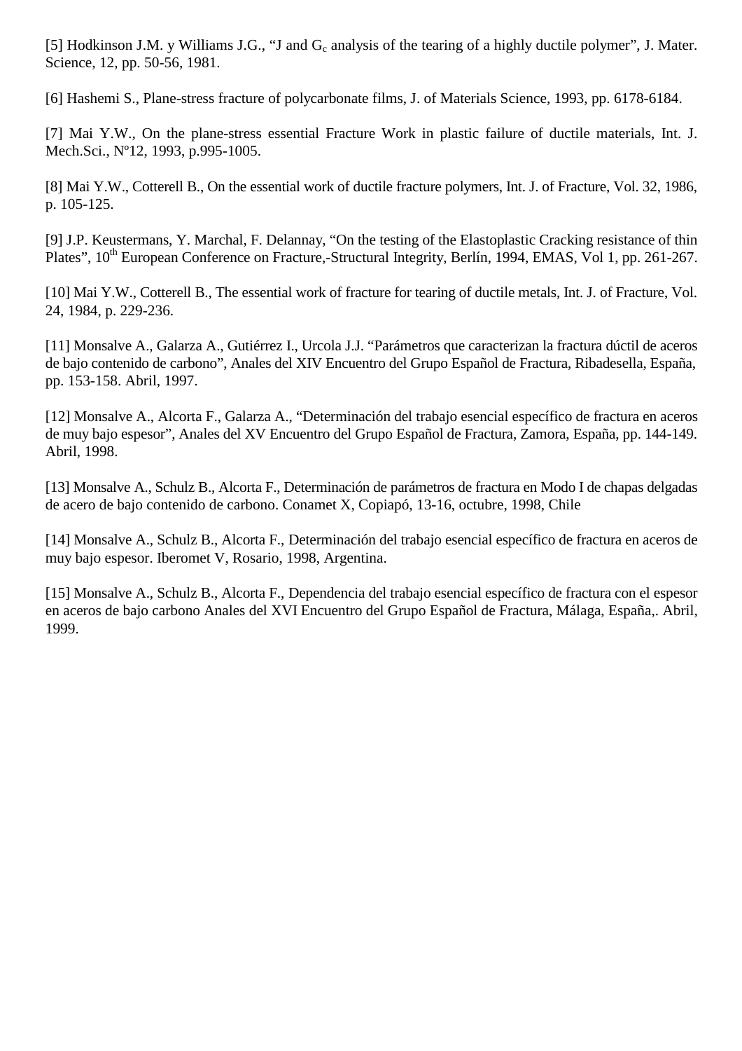[5] Hodkinson J.M. y Williams J.G., “J and $G_c$ analysis of the tearing of a highly ductile polymer”, J. Mater. Science, 12, pp. 50-56, 1981.

[6] Hashemi S., Plane-stress fracture of polycarbonate films, J. of Materials Science, 1993, pp. 6178-6184.

[7] Mai Y.W., On the plane-stress essential Fracture Work in plastic failure of ductile materials, Int. J. Mech.Sci., Nº12, 1993, p.995-1005.

[8] Mai Y.W., Cotterell B., On the essential work of ductile fracture polymers, Int. J. of Fracture, Vol. 32, 1986, p. 105-125.

[9] J.P. Keustermans, Y. Marchal, F. Delannay, “On the testing of the Elastoplastic Cracking resistance of thin Plates”, 10th European Conference on Fracture,-Structural Integrity, Berlín, 1994, EMAS, Vol 1, pp. 261-267.

[10] Mai Y.W., Cotterell B., The essential work of fracture for tearing of ductile metals, Int. J. of Fracture, Vol. 24, 1984, p. 229-236.

[11] Monsalve A., Galarza A., Gutiérrez I., Urcola J.J. “Parámetros que caracterizan la fractura dúctil de aceros de bajo contenido de carbono”, Anales del XIV Encuentro del Grupo Español de Fractura, Ribadesella, España, pp. 153-158. Abril, 1997.

[12] Monsalve A., Alcorta F., Galarza A., “Determinación del trabajo esencial específico de fractura en aceros de muy bajo espesor”, Anales del XV Encuentro del Grupo Español de Fractura, Zamora, España, pp. 144-149. Abril, 1998.

[13] Monsalve A., Schulz B., Alcorta F., Determinación de parámetros de fractura en Modo I de chapas delgadas de acero de bajo contenido de carbono. Conamet X, Copiapó, 13-16, octubre, 1998, Chile

[14] Monsalve A., Schulz B., Alcorta F., Determinación del trabajo esencial específico de fractura en aceros de muy bajo espesor. Iberomet V, Rosario, 1998, Argentina.

[15] Monsalve A., Schulz B., Alcorta F., Dependencia del trabajo esencial específico de fractura con el espesor en aceros de bajo carbono Anales del XVI Encuentro del Grupo Español de Fractura, Málaga, España,. Abril, 1999.